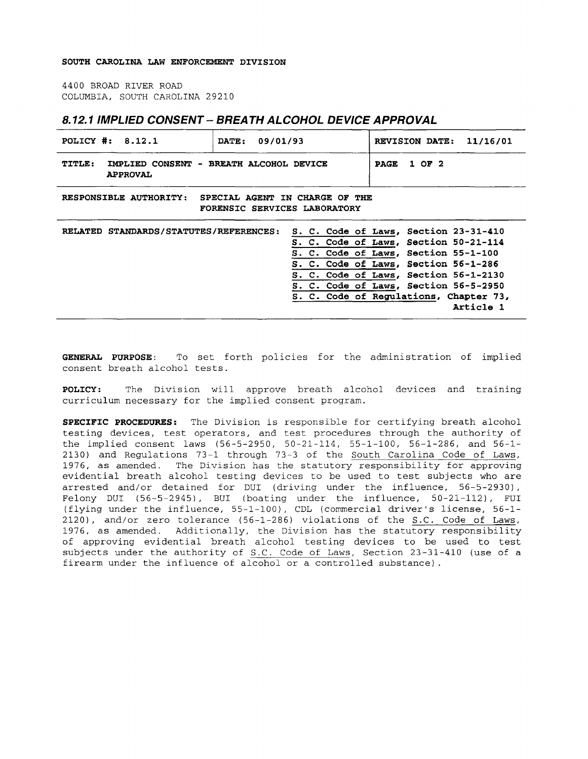**SOUTH CAROLINA LAW ENFORCEMENT DIVISION**

4400 BROAD RIVER ROAD
COLUMBIA, SOUTH CAROLINA 29210

## 8.12.1 IMPLIED CONSENT – BREATH ALCOHOL DEVICE APPROVAL

| **POLICY #: 8.12.1** | **DATE: 09/01/93** | **REVISION DATE: 11/16/01** |
|---|---|---|
| **TITLE: IMPLIED CONSENT - BREATH ALCOHOL DEVICE APPROVAL** | | **PAGE 1 OF 2** |

**RESPONSIBLE AUTHORITY: SPECIAL AGENT IN CHARGE OF THE FORENSIC SERVICES LABORATORY**

**RELATED STANDARDS/STATUTES/REFERENCES:**
- **S. C. Code of Laws, Section 23-31-410**
- **S. C. Code of Laws, Section 50-21-114**
- **S. C. Code of Laws, Section 55-1-100**
- **S. C. Code of Laws, Section 56-1-286**
- **S. C. Code of Laws, Section 56-1-2130**
- **S. C. Code of Laws, Section 56-5-2950**
- **S. C. Code of Regulations, Chapter 73, Article 1**

**GENERAL PURPOSE:** To set forth policies for the administration of implied consent breath alcohol tests.

**POLICY:** The Division will approve breath alcohol devices and training curriculum necessary for the implied consent program.

**SPECIFIC PROCEDURES:** The Division is responsible for certifying breath alcohol testing devices, test operators, and test procedures through the authority of the implied consent laws (56-5-2950, 50-21-114, 55-1-100, 56-1-286, and 56-1-2130) and Regulations 73-1 through 73-3 of the South Carolina Code of Laws, 1976, as amended. The Division has the statutory responsibility for approving evidential breath alcohol testing devices to be used to test subjects who are arrested and/or detained for DUI (driving under the influence, 56-5-2930), Felony DUI (56-5-2945), BUI (boating under the influence, 50-21-112), FUI (flying under the influence, 55-1-100), CDL (commercial driver's license, 56-1-2120), and/or zero tolerance (56-1-286) violations of the S.C. Code of Laws, 1976, as amended. Additionally, the Division has the statutory responsibility of approving evidential breath alcohol testing devices to be used to test subjects under the authority of S.C. Code of Laws, Section 23-31-410 (use of a firearm under the influence of alcohol or a controlled substance).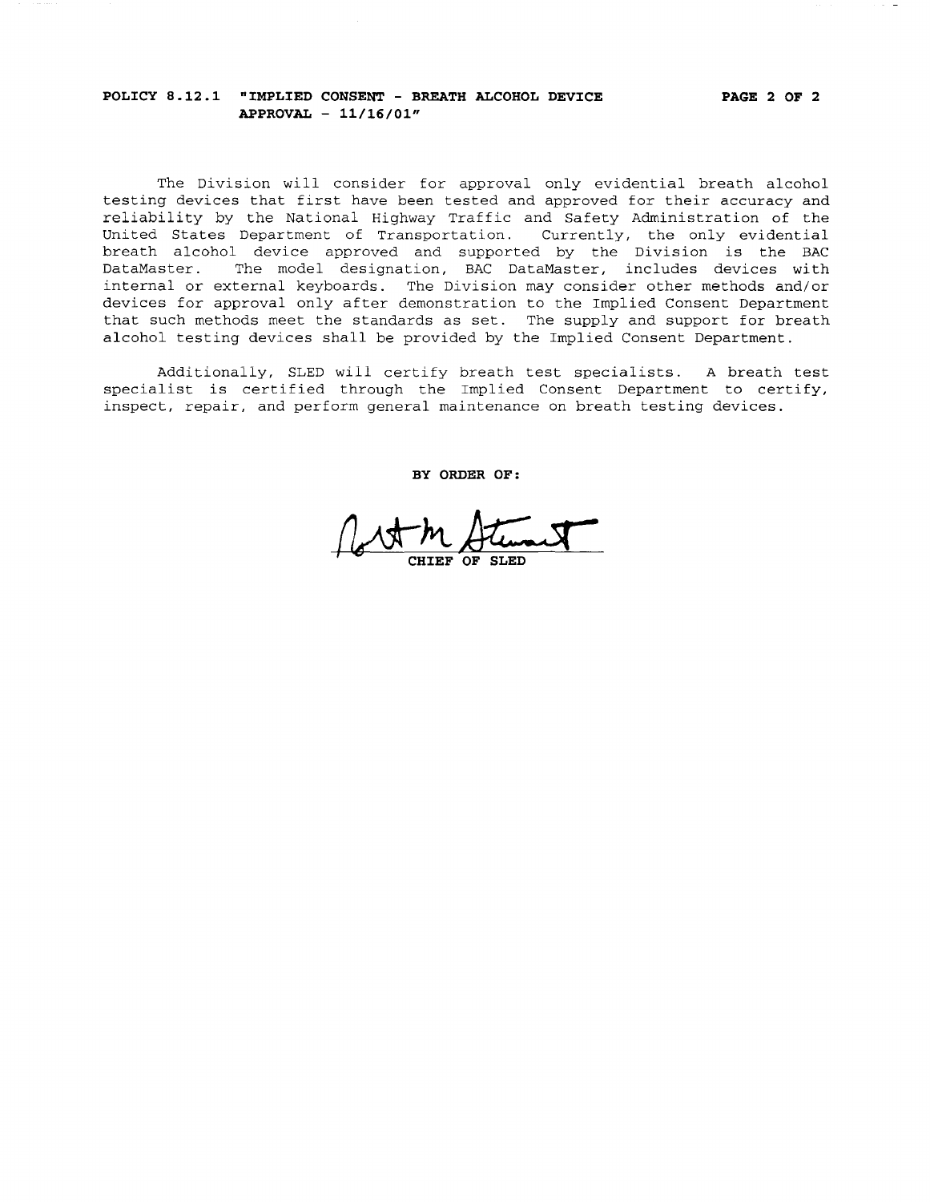The Division will consider for approval only evidential breath alcohol testing devices that first have been tested and approved for their accuracy and reliability by the National Highway Traffic and Safety Administration of the United States Department of Transportation. Currently, the only evidential breath alcohol device approved and supported by the Division is the BAC DataMaster. The model designation, BAC DataMaster, includes devices with internal or external keyboards. The Division may consider other methods and/or devices for approval only after demonstration to the Implied Consent Department that such methods meet the standards as set. The supply and support for breath alcohol testing devices shall be provided by the Implied Consent Department.

Additionally, SLED will certify breath test specialists. A breath test specialist is certified through the Implied Consent Department to certify, inspect, repair, and perform general maintenance on breath testing devices.

**BY ORDER OF:**

**CHIEF OF SLED**